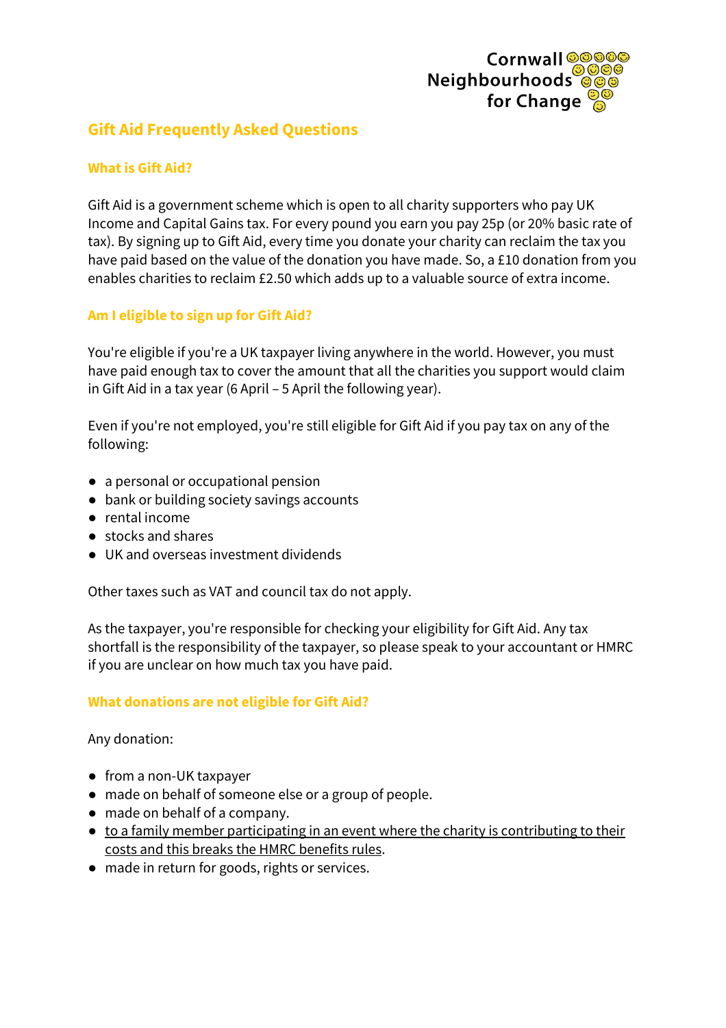Cornwall Neighbourhoods for Change

## Gift Aid Frequently Asked Questions

### What is Gift Aid?

Gift Aid is a government scheme which is open to all charity supporters who pay UK Income and Capital Gains tax. For every pound you earn you pay 25p (or 20% basic rate of tax). By signing up to Gift Aid, every time you donate your charity can reclaim the tax you have paid based on the value of the donation you have made. So, a £10 donation from you enables charities to reclaim £2.50 which adds up to a valuable source of extra income.

### Am I eligible to sign up for Gift Aid?

You're eligible if you're a UK taxpayer living anywhere in the world. However, you must have paid enough tax to cover the amount that all the charities you support would claim in Gift Aid in a tax year (6 April – 5 April the following year).

Even if you're not employed, you're still eligible for Gift Aid if you pay tax on any of the following:

- a personal or occupational pension
- bank or building society savings accounts
- rental income
- stocks and shares
- UK and overseas investment dividends

Other taxes such as VAT and council tax do not apply.

As the taxpayer, you're responsible for checking your eligibility for Gift Aid. Any tax shortfall is the responsibility of the taxpayer, so please speak to your accountant or HMRC if you are unclear on how much tax you have paid.

### What donations are not eligible for Gift Aid?

Any donation:

- from a non-UK taxpayer
- made on behalf of someone else or a group of people.
- made on behalf of a company.
- to a family member participating in an event where the charity is contributing to their costs and this breaks the HMRC benefits rules.
- made in return for goods, rights or services.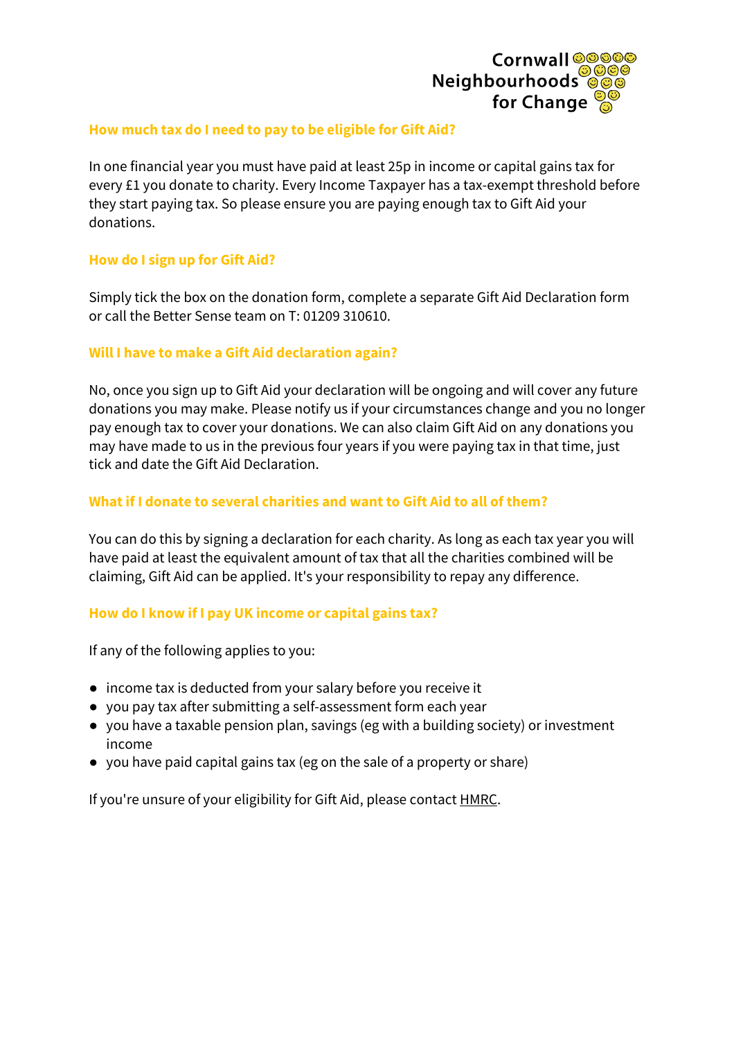### How much tax do I need to pay to be eligible for Gift Aid?

In one financial year you must have paid at least 25p in income or capital gains tax for every £1 you donate to charity. Every Income Taxpayer has a tax-exempt threshold before they start paying tax. So please ensure you are paying enough tax to Gift Aid your donations.

### How do I sign up for Gift Aid?

Simply tick the box on the donation form, complete a separate Gift Aid Declaration form or call the Better Sense team on T: 01209 310610.

### Will I have to make a Gift Aid declaration again?

No, once you sign up to Gift Aid your declaration will be ongoing and will cover any future donations you may make. Please notify us if your circumstances change and you no longer pay enough tax to cover your donations. We can also claim Gift Aid on any donations you may have made to us in the previous four years if you were paying tax in that time, just tick and date the Gift Aid Declaration.

### What if I donate to several charities and want to Gift Aid to all of them?

You can do this by signing a declaration for each charity. As long as each tax year you will have paid at least the equivalent amount of tax that all the charities combined will be claiming, Gift Aid can be applied. It's your responsibility to repay any difference.

### How do I know if I pay UK income or capital gains tax?

If any of the following applies to you:

- income tax is deducted from your salary before you receive it
- you pay tax after submitting a self-assessment form each year
- you have a taxable pension plan, savings (eg with a building society) or investment income
- you have paid capital gains tax (eg on the sale of a property or share)

If you're unsure of your eligibility for Gift Aid, please contact HMRC.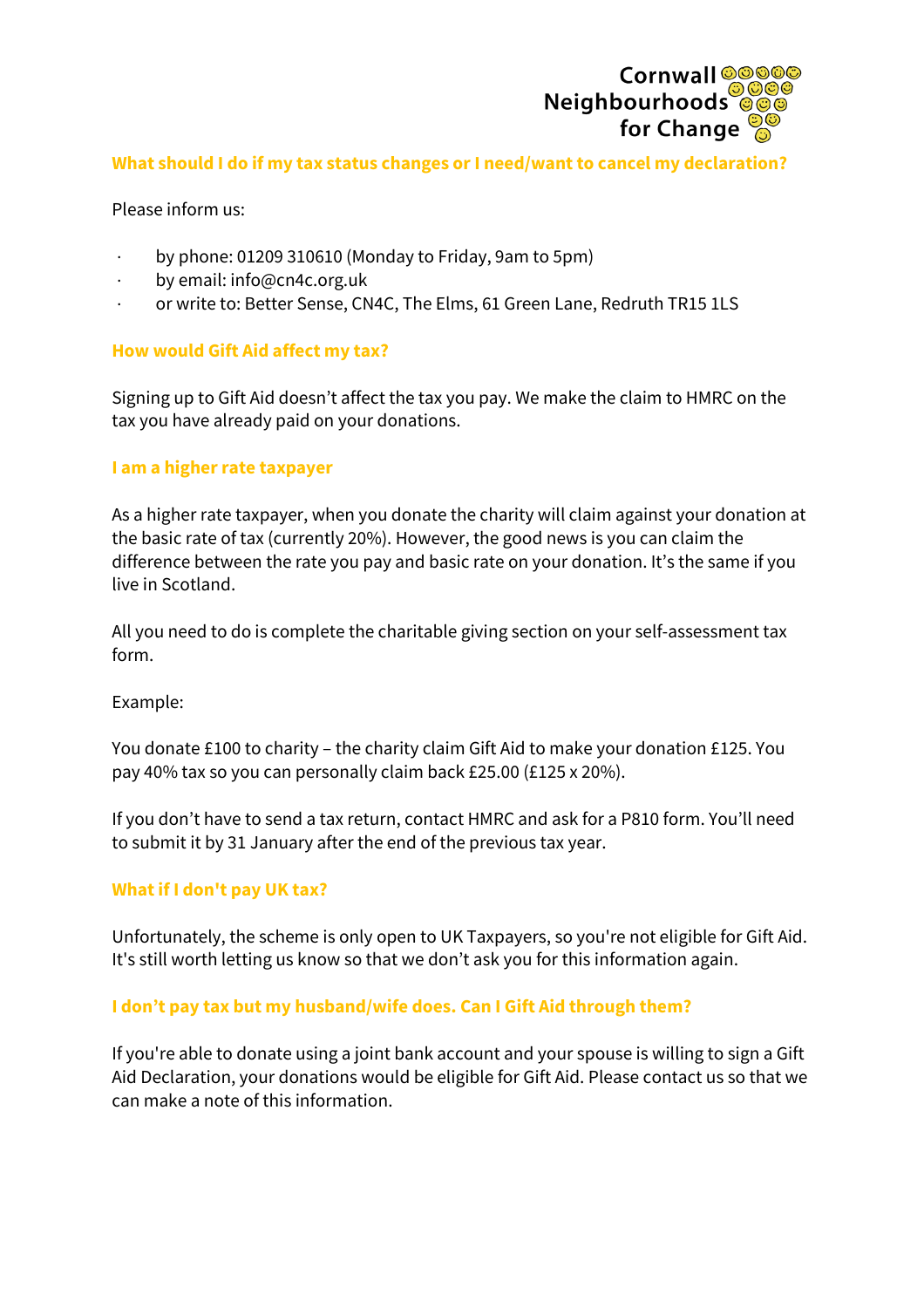## What should I do if my tax status changes or I need/want to cancel my declaration?

Please inform us:

- by phone: 01209 310610 (Monday to Friday, 9am to 5pm)
- by email: info@cn4c.org.uk
- or write to: Better Sense, CN4C, The Elms, 61 Green Lane, Redruth TR15 1LS

## How would Gift Aid affect my tax?

Signing up to Gift Aid doesn't affect the tax you pay. We make the claim to HMRC on the tax you have already paid on your donations.

## I am a higher rate taxpayer

As a higher rate taxpayer, when you donate the charity will claim against your donation at the basic rate of tax (currently 20%). However, the good news is you can claim the difference between the rate you pay and basic rate on your donation. It's the same if you live in Scotland.

All you need to do is complete the charitable giving section on your self-assessment tax form.

Example:

You donate £100 to charity – the charity claim Gift Aid to make your donation £125. You pay 40% tax so you can personally claim back £25.00 (£125 x 20%).

If you don't have to send a tax return, contact HMRC and ask for a P810 form. You'll need to submit it by 31 January after the end of the previous tax year.

## What if I don't pay UK tax?

Unfortunately, the scheme is only open to UK Taxpayers, so you're not eligible for Gift Aid. It's still worth letting us know so that we don't ask you for this information again.

## I don't pay tax but my husband/wife does. Can I Gift Aid through them?

If you're able to donate using a joint bank account and your spouse is willing to sign a Gift Aid Declaration, your donations would be eligible for Gift Aid. Please contact us so that we can make a note of this information.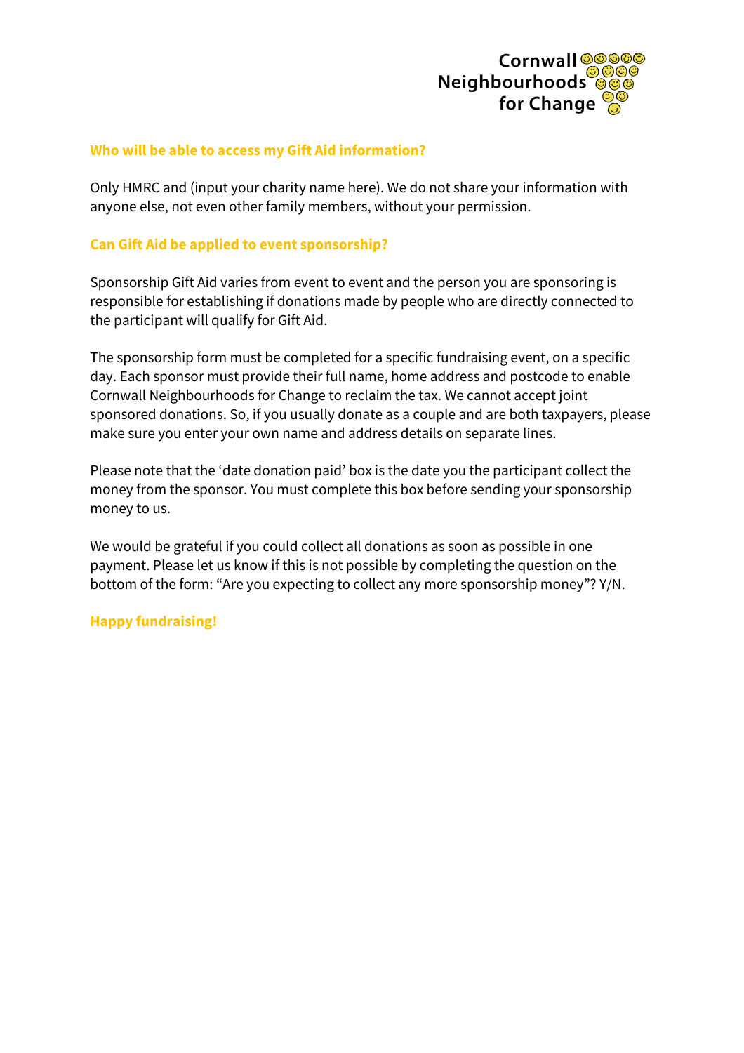### Who will be able to access my Gift Aid information?

Only HMRC and (input your charity name here). We do not share your information with anyone else, not even other family members, without your permission.

### Can Gift Aid be applied to event sponsorship?

Sponsorship Gift Aid varies from event to event and the person you are sponsoring is responsible for establishing if donations made by people who are directly connected to the participant will qualify for Gift Aid.

The sponsorship form must be completed for a specific fundraising event, on a specific day. Each sponsor must provide their full name, home address and postcode to enable Cornwall Neighbourhoods for Change to reclaim the tax. We cannot accept joint sponsored donations. So, if you usually donate as a couple and are both taxpayers, please make sure you enter your own name and address details on separate lines.

Please note that the 'date donation paid' box is the date you the participant collect the money from the sponsor. You must complete this box before sending your sponsorship money to us.

We would be grateful if you could collect all donations as soon as possible in one payment. Please let us know if this is not possible by completing the question on the bottom of the form: "Are you expecting to collect any more sponsorship money"? Y/N.

### Happy fundraising!